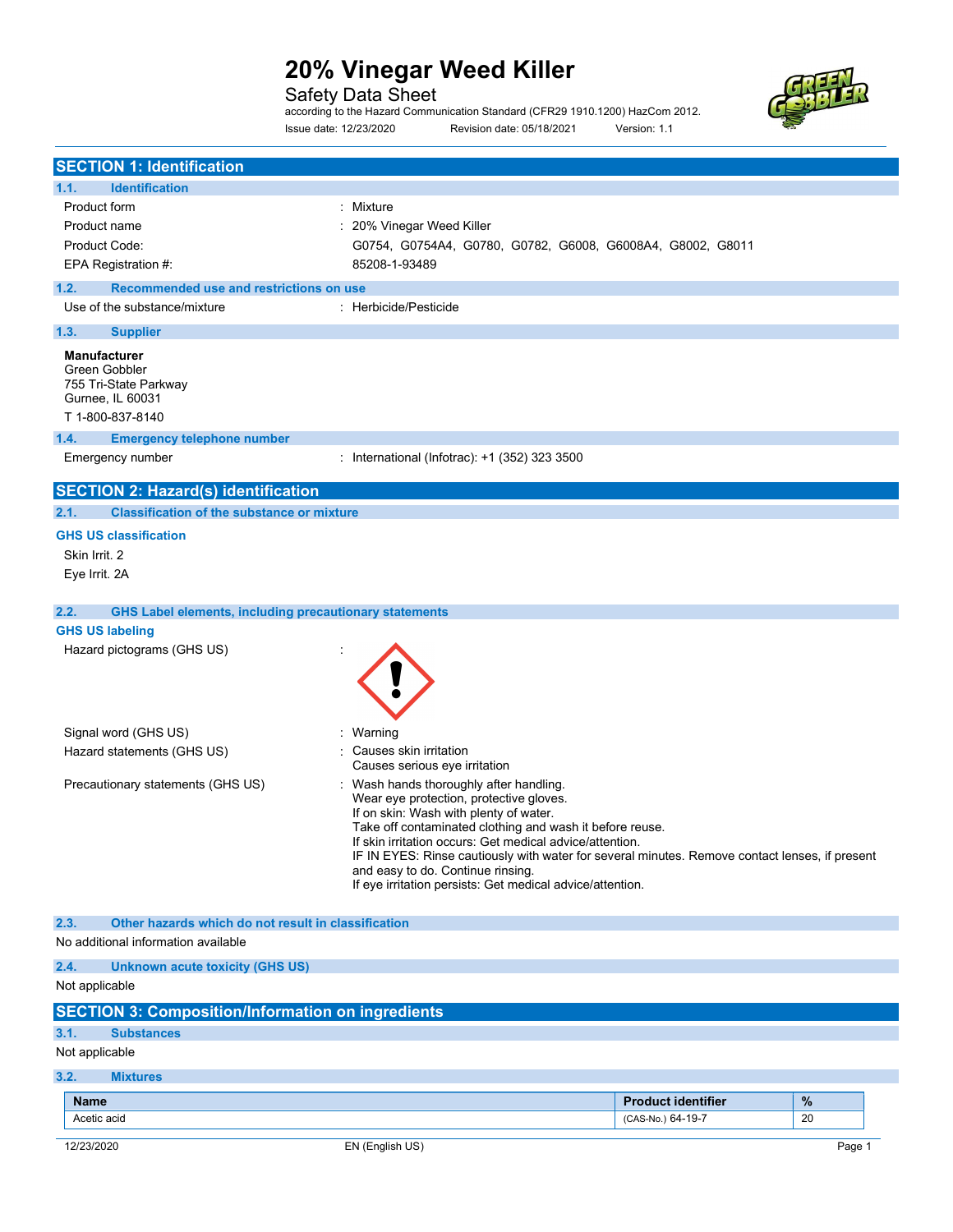# 20% Vinegar Weed Killer

Safety Data Sheet

according to the Hazard Communication Standard (CFR29 1910.1200) HazCom 2012.

Issue date: 12/23/2020 Revision date: 05/18/2021 Version: 1.1

## SECTION 1: Identification

### 1.1. Identification

| | |
|---|---|
| Product form | : Mixture |
| Product name | : 20% Vinegar Weed Killer |
| Product Code: | G0754, G0754A4, G0780, G0782, G6008, G6008A4, G8002, G8011 |
| EPA Registration #: | 85208-1-93489 |

### 1.2. Recommended use and restrictions on use

| | |
|---|---|
| Use of the substance/mixture | : Herbicide/Pesticide |

### 1.3. Supplier

**Manufacturer**
Green Gobbler
755 Tri-State Parkway
Gurnee, IL 60031
T 1-800-837-8140

### 1.4. Emergency telephone number

| | |
|---|---|
| Emergency number | : International (Infotrac): +1 (352) 323 3500 |

## SECTION 2: Hazard(s) identification

### 2.1. Classification of the substance or mixture

**GHS US classification**

Skin Irrit. 2

Eye Irrit. 2A

### 2.2. GHS Label elements, including precautionary statements

**GHS US labeling**

Hazard pictograms (GHS US) :

Signal word (GHS US) : Warning

Hazard statements (GHS US) : Causes skin irritation
Causes serious eye irritation

Precautionary statements (GHS US) : Wash hands thoroughly after handling.
Wear eye protection, protective gloves.
If on skin: Wash with plenty of water.
Take off contaminated clothing and wash it before reuse.
If skin irritation occurs: Get medical advice/attention.
IF IN EYES: Rinse cautiously with water for several minutes. Remove contact lenses, if present and easy to do. Continue rinsing.
If eye irritation persists: Get medical advice/attention.

### 2.3. Other hazards which do not result in classification

No additional information available

### 2.4. Unknown acute toxicity (GHS US)

Not applicable

## SECTION 3: Composition/Information on ingredients

### 3.1. Substances

Not applicable

### 3.2. Mixtures

| Name | Product identifier | % |
|---|---|---|
| Acetic acid | (CAS-No.) 64-19-7 | 20 |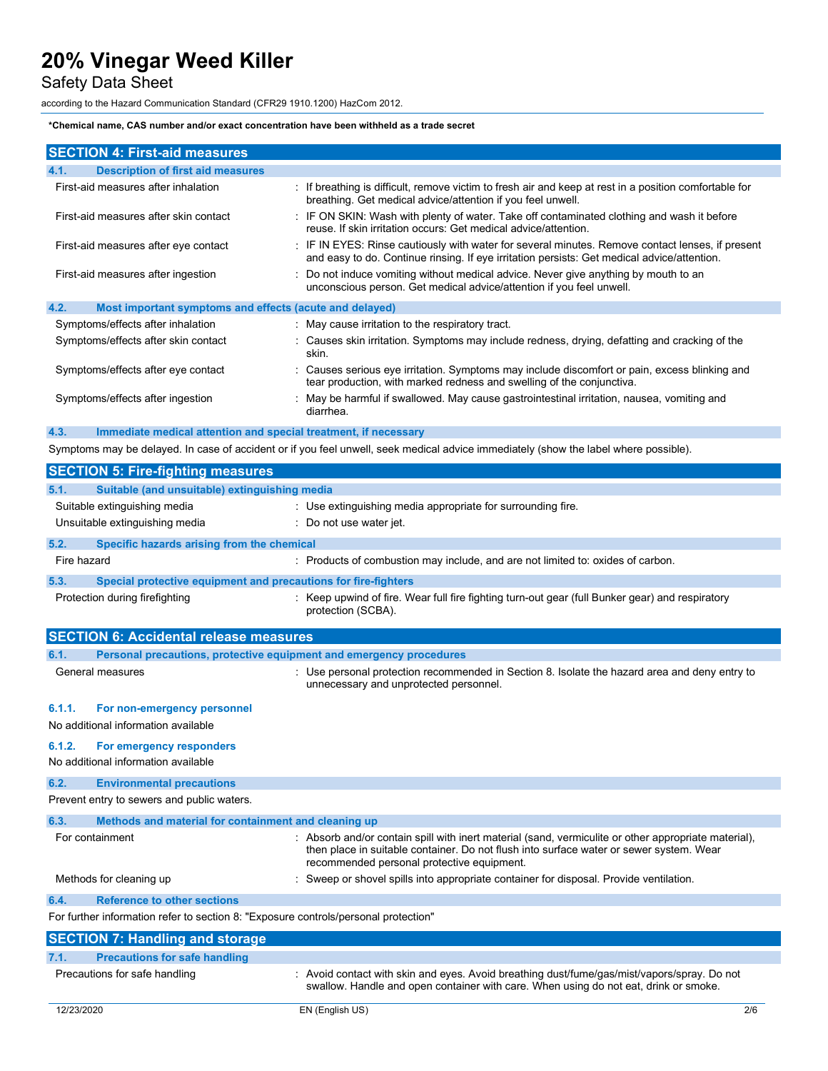*Chemical name, CAS number and/or exact concentration have been withheld as a trade secret

## SECTION 4: First-aid measures

### 4.1. Description of first aid measures

| | |
|---|---|
| First-aid measures after inhalation | : If breathing is difficult, remove victim to fresh air and keep at rest in a position comfortable for breathing. Get medical advice/attention if you feel unwell. |
| First-aid measures after skin contact | : IF ON SKIN: Wash with plenty of water. Take off contaminated clothing and wash it before reuse. If skin irritation occurs: Get medical advice/attention. |
| First-aid measures after eye contact | : IF IN EYES: Rinse cautiously with water for several minutes. Remove contact lenses, if present and easy to do. Continue rinsing. If eye irritation persists: Get medical advice/attention. |
| First-aid measures after ingestion | : Do not induce vomiting without medical advice. Never give anything by mouth to an unconscious person. Get medical advice/attention if you feel unwell. |

### 4.2. Most important symptoms and effects (acute and delayed)

| | |
|---|---|
| Symptoms/effects after inhalation | : May cause irritation to the respiratory tract. |
| Symptoms/effects after skin contact | : Causes skin irritation. Symptoms may include redness, drying, defatting and cracking of the skin. |
| Symptoms/effects after eye contact | : Causes serious eye irritation. Symptoms may include discomfort or pain, excess blinking and tear production, with marked redness and swelling of the conjunctiva. |
| Symptoms/effects after ingestion | : May be harmful if swallowed. May cause gastrointestinal irritation, nausea, vomiting and diarrhea. |

### 4.3. Immediate medical attention and special treatment, if necessary

Symptoms may be delayed. In case of accident or if you feel unwell, seek medical advice immediately (show the label where possible).

## SECTION 5: Fire-fighting measures

### 5.1. Suitable (and unsuitable) extinguishing media

| | |
|---|---|
| Suitable extinguishing media | : Use extinguishing media appropriate for surrounding fire. |
| Unsuitable extinguishing media | : Do not use water jet. |

### 5.2. Specific hazards arising from the chemical

| | |
|---|---|
| Fire hazard | : Products of combustion may include, and are not limited to: oxides of carbon. |

### 5.3. Special protective equipment and precautions for fire-fighters

| | |
|---|---|
| Protection during firefighting | : Keep upwind of fire. Wear full fire fighting turn-out gear (full Bunker gear) and respiratory protection (SCBA). |

## SECTION 6: Accidental release measures

### 6.1. Personal precautions, protective equipment and emergency procedures

| | |
|---|---|
| General measures | : Use personal protection recommended in Section 8. Isolate the hazard area and deny entry to unnecessary and unprotected personnel. |

#### 6.1.1. For non-emergency personnel

No additional information available

#### 6.1.2. For emergency responders

No additional information available

### 6.2. Environmental precautions

Prevent entry to sewers and public waters.

### 6.3. Methods and material for containment and cleaning up

| | |
|---|---|
| For containment | : Absorb and/or contain spill with inert material (sand, vermiculite or other appropriate material), then place in suitable container. Do not flush into surface water or sewer system. Wear recommended personal protective equipment. |
| Methods for cleaning up | : Sweep or shovel spills into appropriate container for disposal. Provide ventilation. |

### 6.4. Reference to other sections

For further information refer to section 8: "Exposure controls/personal protection"

## SECTION 7: Handling and storage

### 7.1. Precautions for safe handling

| | |
|---|---|
| Precautions for safe handling | : Avoid contact with skin and eyes. Avoid breathing dust/fume/gas/mist/vapors/spray. Do not swallow. Handle and open container with care. When using do not eat, drink or smoke. |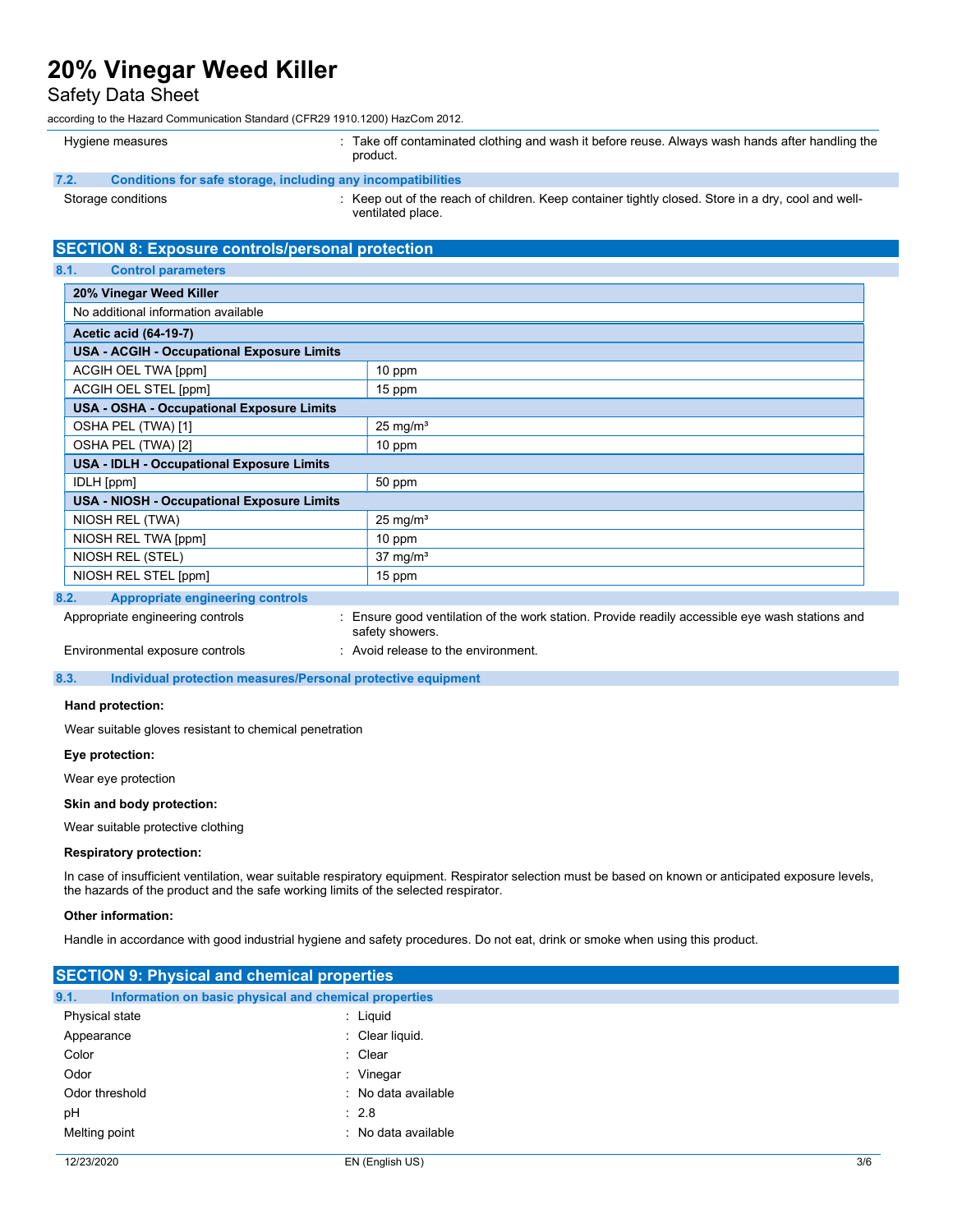| | |
|---|---|
| Hygiene measures | : Take off contaminated clothing and wash it before reuse. Always wash hands after handling the product. |

### 7.2. Conditions for safe storage, including any incompatibilities

| | |
|---|---|
| Storage conditions | : Keep out of the reach of children. Keep container tightly closed. Store in a dry, cool and well-ventilated place. |

## SECTION 8: Exposure controls/personal protection

### 8.1. Control parameters

| **20% Vinegar Weed Killer** | |
|---|---|
| No additional information available | |

| **Acetic acid (64-19-7)** | |
|---|---|
| **USA - ACGIH - Occupational Exposure Limits** | |
| ACGIH OEL TWA [ppm] | 10 ppm |
| ACGIH OEL STEL [ppm] | 15 ppm |
| **USA - OSHA - Occupational Exposure Limits** | |
| OSHA PEL (TWA) [1] | 25 mg/m³ |
| OSHA PEL (TWA) [2] | 10 ppm |
| **USA - IDLH - Occupational Exposure Limits** | |
| IDLH [ppm] | 50 ppm |
| **USA - NIOSH - Occupational Exposure Limits** | |
| NIOSH REL (TWA) | 25 mg/m³ |
| NIOSH REL TWA [ppm] | 10 ppm |
| NIOSH REL (STEL) | 37 mg/m³ |
| NIOSH REL STEL [ppm] | 15 ppm |

### 8.2. Appropriate engineering controls

| | |
|---|---|
| Appropriate engineering controls | : Ensure good ventilation of the work station. Provide readily accessible eye wash stations and safety showers. |
| Environmental exposure controls | : Avoid release to the environment. |

### 8.3. Individual protection measures/Personal protective equipment

**Hand protection:**

Wear suitable gloves resistant to chemical penetration

**Eye protection:**

Wear eye protection

**Skin and body protection:**

Wear suitable protective clothing

**Respiratory protection:**

In case of insufficient ventilation, wear suitable respiratory equipment. Respirator selection must be based on known or anticipated exposure levels, the hazards of the product and the safe working limits of the selected respirator.

**Other information:**

Handle in accordance with good industrial hygiene and safety procedures. Do not eat, drink or smoke when using this product.

## SECTION 9: Physical and chemical properties

### 9.1. Information on basic physical and chemical properties

| | |
|---|---|
| Physical state | : Liquid |
| Appearance | : Clear liquid. |
| Color | : Clear |
| Odor | : Vinegar |
| Odor threshold | : No data available |
| pH | : 2.8 |
| Melting point | : No data available |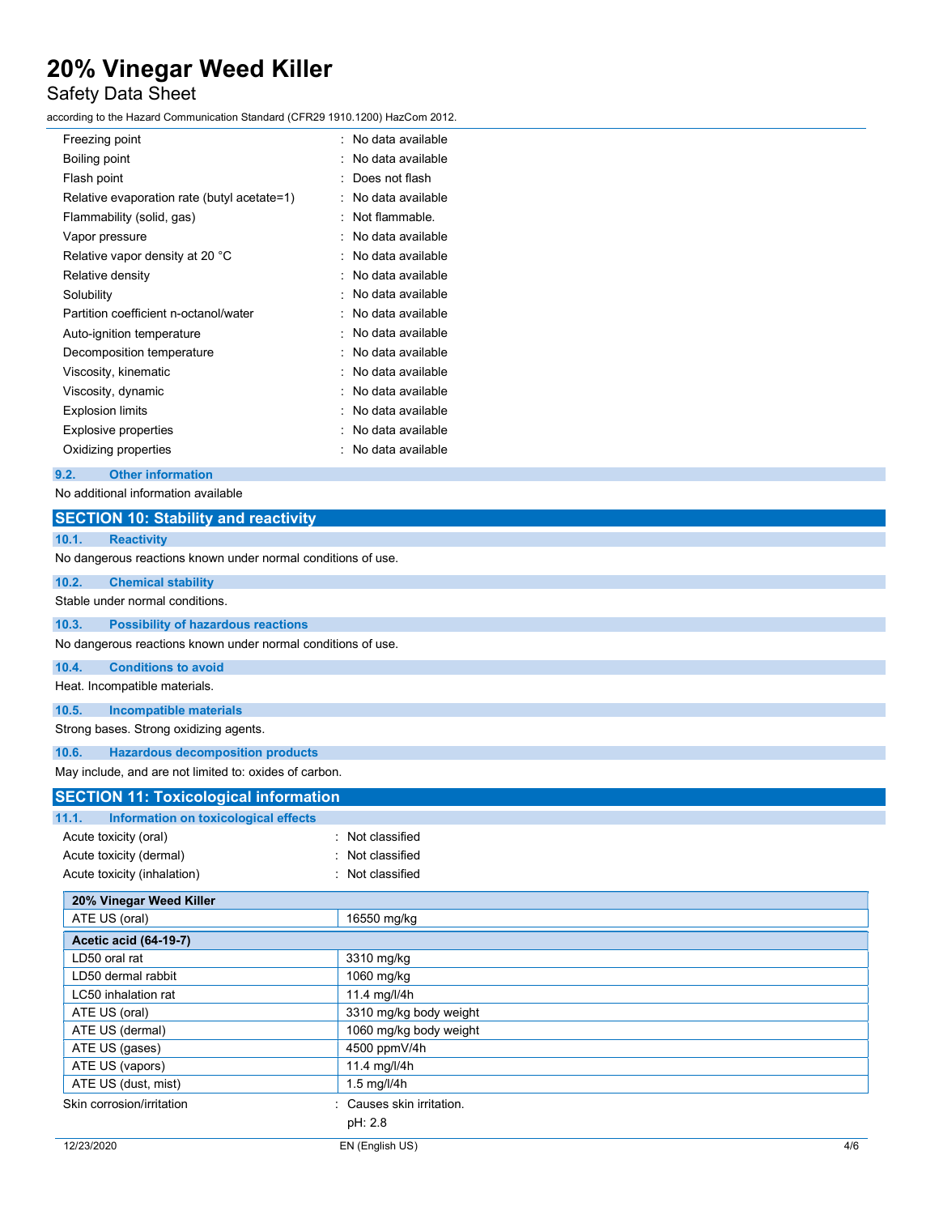| | |
|---|---|
| Freezing point | : No data available |
| Boiling point | : No data available |
| Flash point | : Does not flash |
| Relative evaporation rate (butyl acetate=1) | : No data available |
| Flammability (solid, gas) | : Not flammable. |
| Vapor pressure | : No data available |
| Relative vapor density at 20 °C | : No data available |
| Relative density | : No data available |
| Solubility | : No data available |
| Partition coefficient n-octanol/water | : No data available |
| Auto-ignition temperature | : No data available |
| Decomposition temperature | : No data available |
| Viscosity, kinematic | : No data available |
| Viscosity, dynamic | : No data available |
| Explosion limits | : No data available |
| Explosive properties | : No data available |
| Oxidizing properties | : No data available |

### 9.2. Other information

No additional information available

## SECTION 10: Stability and reactivity

### 10.1. Reactivity

No dangerous reactions known under normal conditions of use.

### 10.2. Chemical stability

Stable under normal conditions.

### 10.3. Possibility of hazardous reactions

No dangerous reactions known under normal conditions of use.

### 10.4. Conditions to avoid

Heat. Incompatible materials.

### 10.5. Incompatible materials

Strong bases. Strong oxidizing agents.

### 10.6. Hazardous decomposition products

May include, and are not limited to: oxides of carbon.

## SECTION 11: Toxicological information

### 11.1. Information on toxicological effects

| | |
|---|---|
| Acute toxicity (oral) | : Not classified |
| Acute toxicity (dermal) | : Not classified |
| Acute toxicity (inhalation) | : Not classified |

| **20% Vinegar Weed Killer** | |
|---|---|
| ATE US (oral) | 16550 mg/kg |
| **Acetic acid (64-19-7)** | |
| LD50 oral rat | 3310 mg/kg |
| LD50 dermal rabbit | 1060 mg/kg |
| LC50 inhalation rat | 11.4 mg/l/4h |
| ATE US (oral) | 3310 mg/kg body weight |
| ATE US (dermal) | 1060 mg/kg body weight |
| ATE US (gases) | 4500 ppmV/4h |
| ATE US (vapors) | 11.4 mg/l/4h |
| ATE US (dust, mist) | 1.5 mg/l/4h |

| | |
|---|---|
| Skin corrosion/irritation | : Causes skin irritation. |
| | pH: 2.8 |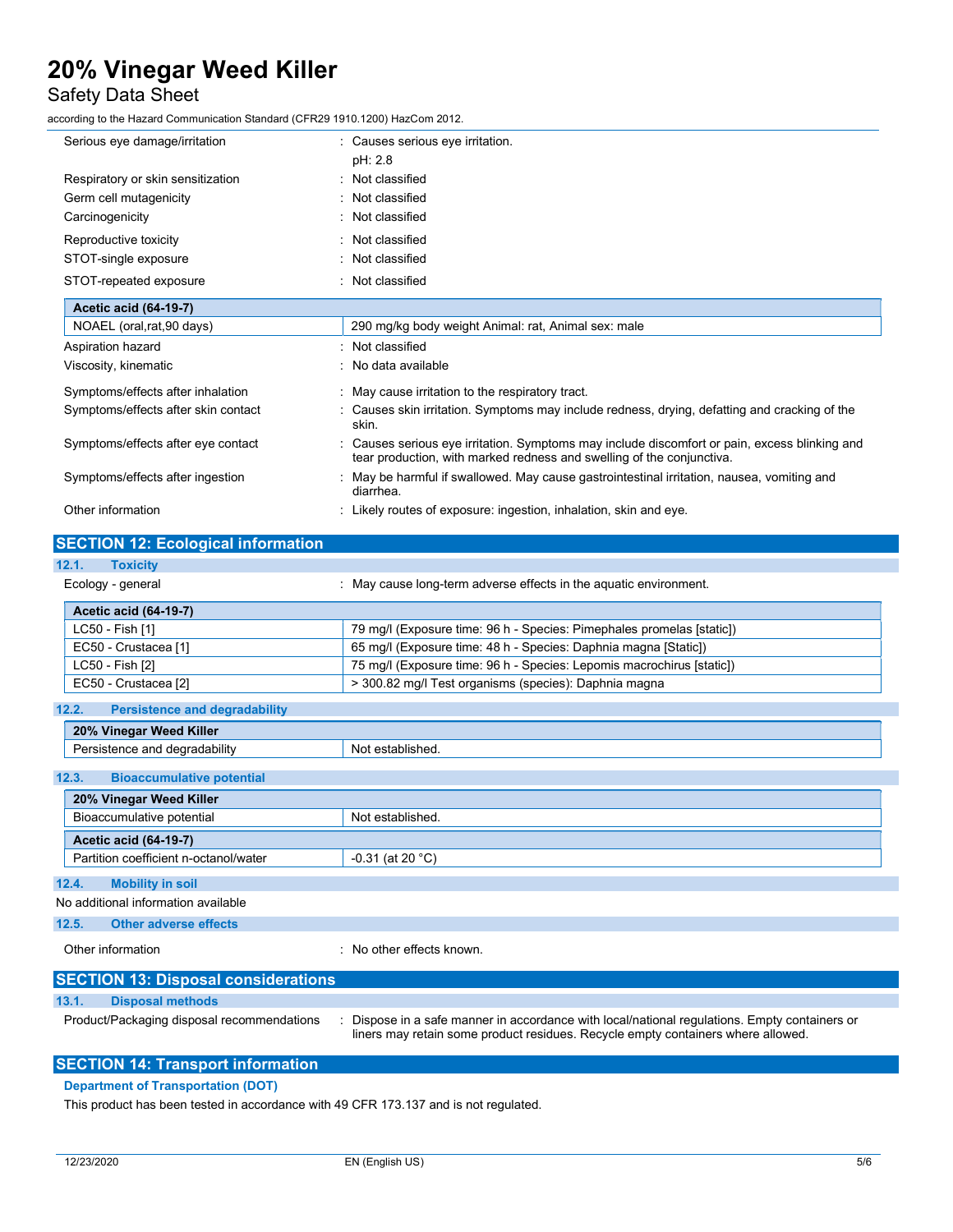| | |
|---|---|
| Serious eye damage/irritation | : Causes serious eye irritation. pH: 2.8 |
| Respiratory or skin sensitization | : Not classified |
| Germ cell mutagenicity | : Not classified |
| Carcinogenicity | : Not classified |
| Reproductive toxicity | : Not classified |
| STOT-single exposure | : Not classified |
| STOT-repeated exposure | : Not classified |

| **Acetic acid (64-19-7)** | |
|---|---|
| NOAEL (oral,rat,90 days) | 290 mg/kg body weight Animal: rat, Animal sex: male |

| | |
|---|---|
| Aspiration hazard | : Not classified |
| Viscosity, kinematic | : No data available |
| Symptoms/effects after inhalation | : May cause irritation to the respiratory tract. |
| Symptoms/effects after skin contact | : Causes skin irritation. Symptoms may include redness, drying, defatting and cracking of the skin. |
| Symptoms/effects after eye contact | : Causes serious eye irritation. Symptoms may include discomfort or pain, excess blinking and tear production, with marked redness and swelling of the conjunctiva. |
| Symptoms/effects after ingestion | : May be harmful if swallowed. May cause gastrointestinal irritation, nausea, vomiting and diarrhea. |
| Other information | : Likely routes of exposure: ingestion, inhalation, skin and eye. |

## SECTION 12: Ecological information

### 12.1. Toxicity

Ecology - general : May cause long-term adverse effects in the aquatic environment.

| **Acetic acid (64-19-7)** | |
|---|---|
| LC50 - Fish [1] | 79 mg/l (Exposure time: 96 h - Species: Pimephales promelas [static]) |
| EC50 - Crustacea [1] | 65 mg/l (Exposure time: 48 h - Species: Daphnia magna [Static]) |
| LC50 - Fish [2] | 75 mg/l (Exposure time: 96 h - Species: Lepomis macrochirus [static]) |
| EC50 - Crustacea [2] | > 300.82 mg/l Test organisms (species): Daphnia magna |

### 12.2. Persistence and degradability

| **20% Vinegar Weed Killer** | |
|---|---|
| Persistence and degradability | Not established. |

### 12.3. Bioaccumulative potential

| **20% Vinegar Weed Killer** | |
|---|---|
| Bioaccumulative potential | Not established. |
| **Acetic acid (64-19-7)** | |
| Partition coefficient n-octanol/water | -0.31 (at 20 °C) |

### 12.4. Mobility in soil

No additional information available

### 12.5. Other adverse effects

Other information : No other effects known.

## SECTION 13: Disposal considerations

### 13.1. Disposal methods

Product/Packaging disposal recommendations : Dispose in a safe manner in accordance with local/national regulations. Empty containers or liners may retain some product residues. Recycle empty containers where allowed.

## SECTION 14: Transport information

**Department of Transportation (DOT)**

This product has been tested in accordance with 49 CFR 173.137 and is not regulated.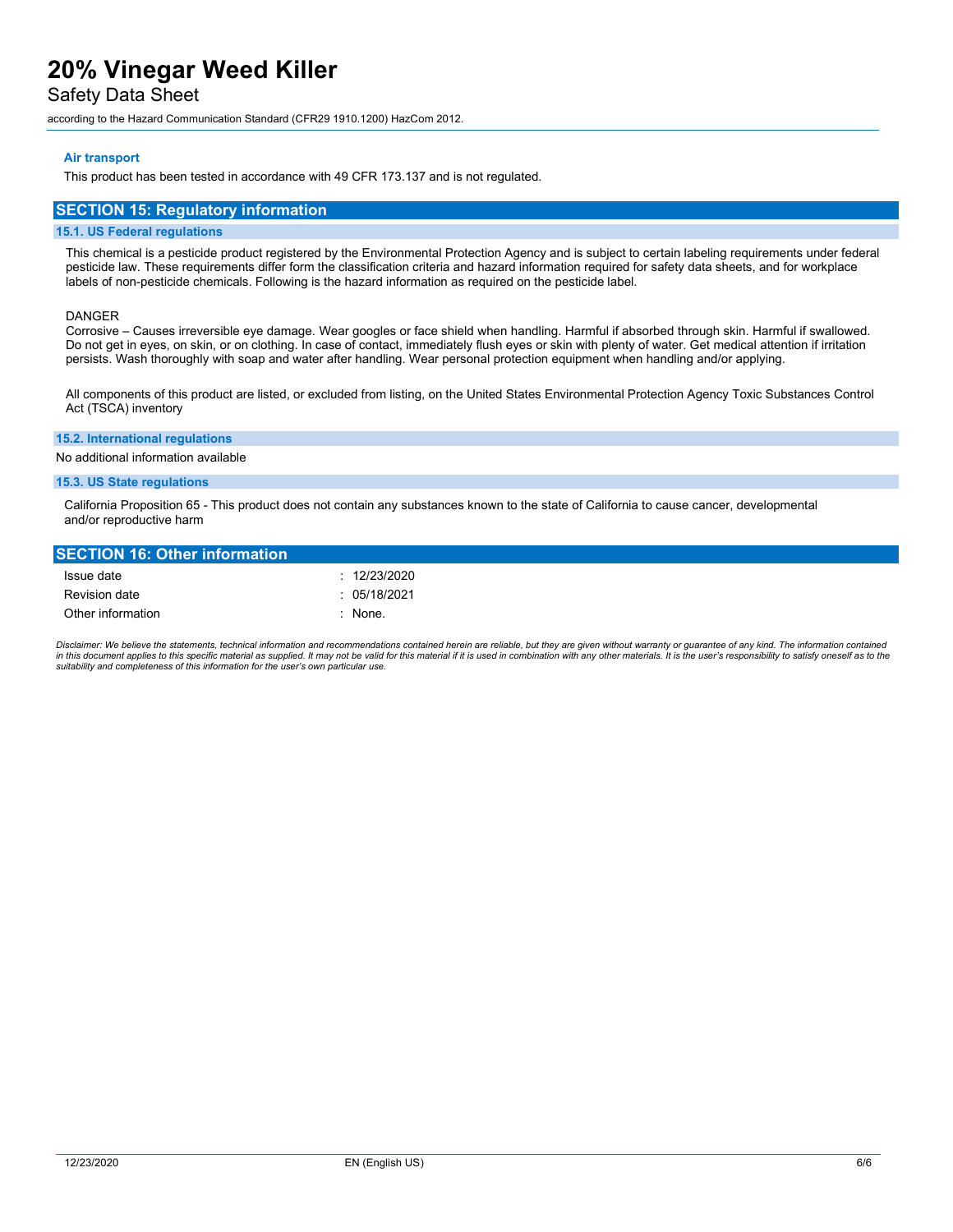### Air transport

This product has been tested in accordance with 49 CFR 173.137 and is not regulated.

## SECTION 15: Regulatory information

### 15.1. US Federal regulations

This chemical is a pesticide product registered by the Environmental Protection Agency and is subject to certain labeling requirements under federal pesticide law. These requirements differ form the classification criteria and hazard information required for safety data sheets, and for workplace labels of non-pesticide chemicals. Following is the hazard information as required on the pesticide label.

DANGER

Corrosive – Causes irreversible eye damage. Wear googles or face shield when handling. Harmful if absorbed through skin. Harmful if swallowed. Do not get in eyes, on skin, or on clothing. In case of contact, immediately flush eyes or skin with plenty of water. Get medical attention if irritation persists. Wash thoroughly with soap and water after handling. Wear personal protection equipment when handling and/or applying.

All components of this product are listed, or excluded from listing, on the United States Environmental Protection Agency Toxic Substances Control Act (TSCA) inventory

### 15.2. International regulations

No additional information available

### 15.3. US State regulations

California Proposition 65 - This product does not contain any substances known to the state of California to cause cancer, developmental and/or reproductive harm

## SECTION 16: Other information

| | |
|---|---|
| Issue date | : 12/23/2020 |
| Revision date | : 05/18/2021 |
| Other information | : None. |

*Disclaimer: We believe the statements, technical information and recommendations contained herein are reliable, but they are given without warranty or guarantee of any kind. The information contained in this document applies to this specific material as supplied. It may not be valid for this material if it is used in combination with any other materials. It is the user's responsibility to satisfy oneself as to the suitability and completeness of this information for the user's own particular use.*